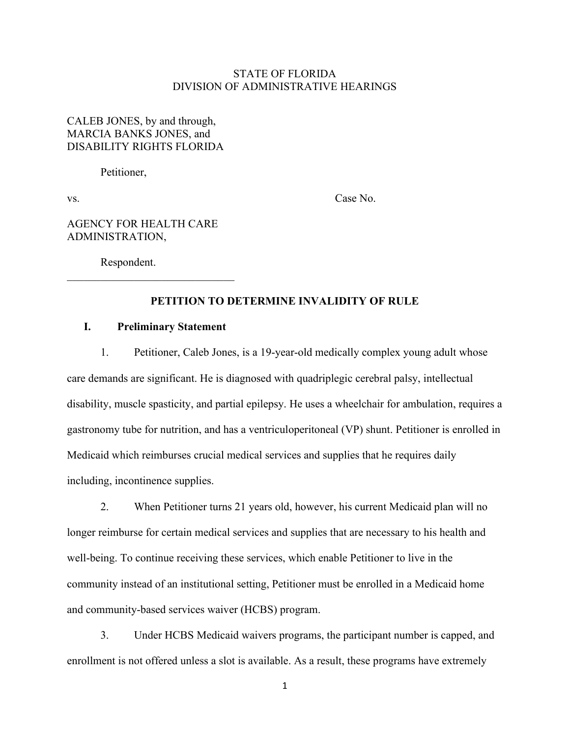STATE OF FLORIDA
DIVISION OF ADMINISTRATIVE HEARINGS

CALEB JONES, by and through,
MARCIA BANKS JONES, and
DISABILITY RIGHTS FLORIDA

Petitioner,

vs. Case No.

AGENCY FOR HEALTH CARE
ADMINISTRATION,

Respondent.

______________________________

**PETITION TO DETERMINE INVALIDITY OF RULE**

## I. Preliminary Statement

1. Petitioner, Caleb Jones, is a 19-year-old medically complex young adult whose care demands are significant. He is diagnosed with quadriplegic cerebral palsy, intellectual disability, muscle spasticity, and partial epilepsy. He uses a wheelchair for ambulation, requires a gastronomy tube for nutrition, and has a ventriculoperitoneal (VP) shunt. Petitioner is enrolled in Medicaid which reimburses crucial medical services and supplies that he requires daily including, incontinence supplies.

2. When Petitioner turns 21 years old, however, his current Medicaid plan will no longer reimburse for certain medical services and supplies that are necessary to his health and well-being. To continue receiving these services, which enable Petitioner to live in the community instead of an institutional setting, Petitioner must be enrolled in a Medicaid home and community-based services waiver (HCBS) program.

3. Under HCBS Medicaid waivers programs, the participant number is capped, and enrollment is not offered unless a slot is available. As a result, these programs have extremely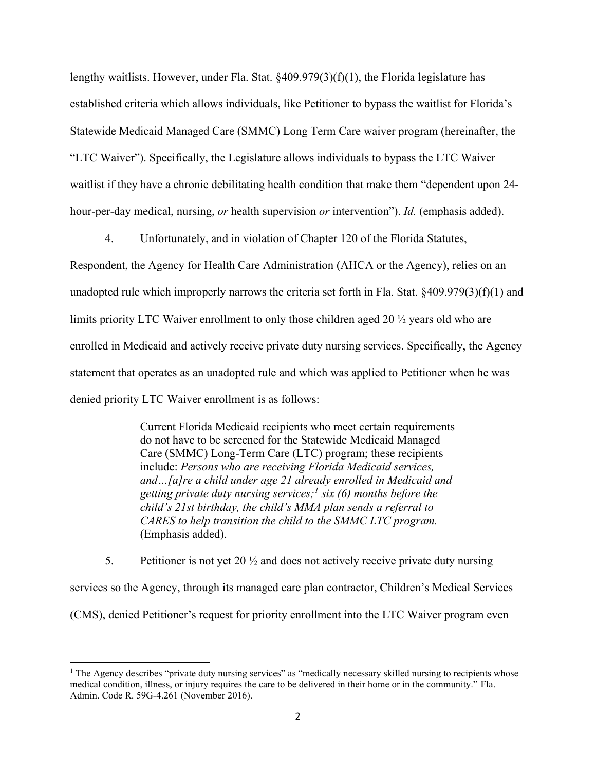lengthy waitlists. However, under Fla. Stat. §409.979(3)(f)(1), the Florida legislature has established criteria which allows individuals, like Petitioner to bypass the waitlist for Florida's Statewide Medicaid Managed Care (SMMC) Long Term Care waiver program (hereinafter, the "LTC Waiver"). Specifically, the Legislature allows individuals to bypass the LTC Waiver waitlist if they have a chronic debilitating health condition that make them "dependent upon 24-hour-per-day medical, nursing, *or* health supervision *or* intervention"). *Id.* (emphasis added).

4. Unfortunately, and in violation of Chapter 120 of the Florida Statutes, Respondent, the Agency for Health Care Administration (AHCA or the Agency), relies on an unadopted rule which improperly narrows the criteria set forth in Fla. Stat. §409.979(3)(f)(1) and limits priority LTC Waiver enrollment to only those children aged 20 ½ years old who are enrolled in Medicaid and actively receive private duty nursing services. Specifically, the Agency statement that operates as an unadopted rule and which was applied to Petitioner when he was denied priority LTC Waiver enrollment is as follows:

> Current Florida Medicaid recipients who meet certain requirements do not have to be screened for the Statewide Medicaid Managed Care (SMMC) Long-Term Care (LTC) program; these recipients include: *Persons who are receiving Florida Medicaid services, and…[a]re a child under age 21 already enrolled in Medicaid and getting private duty nursing services;*[1] *six (6) months before the child's 21st birthday, the child's MMA plan sends a referral to CARES to help transition the child to the SMMC LTC program.* (Emphasis added).

5. Petitioner is not yet 20 ½ and does not actively receive private duty nursing services so the Agency, through its managed care plan contractor, Children's Medical Services (CMS), denied Petitioner's request for priority enrollment into the LTC Waiver program even

[1] The Agency describes "private duty nursing services" as "medically necessary skilled nursing to recipients whose medical condition, illness, or injury requires the care to be delivered in their home or in the community." Fla. Admin. Code R. 59G-4.261 (November 2016).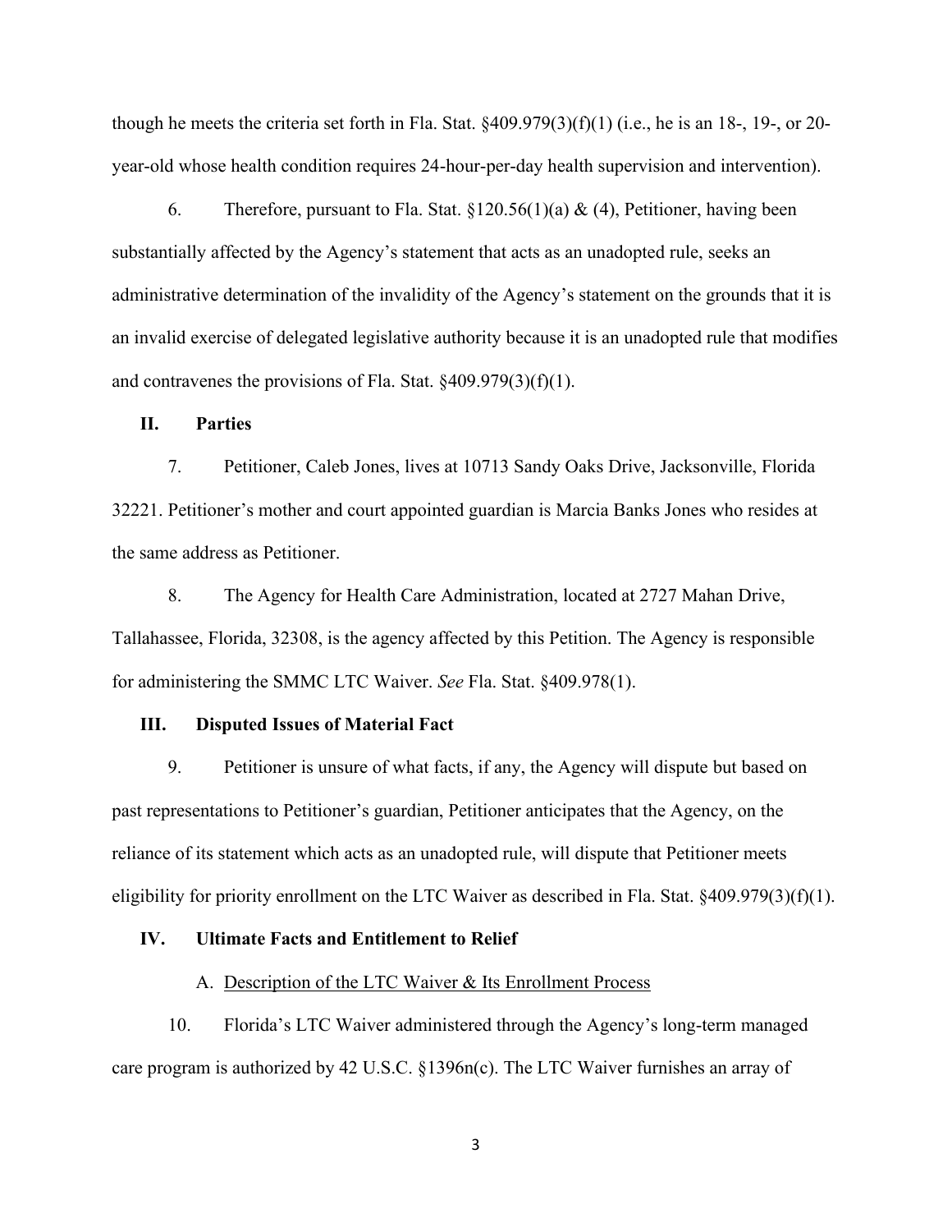though he meets the criteria set forth in Fla. Stat. §409.979(3)(f)(1) (i.e., he is an 18-, 19-, or 20-year-old whose health condition requires 24-hour-per-day health supervision and intervention).

6. Therefore, pursuant to Fla. Stat. §120.56(1)(a) & (4), Petitioner, having been substantially affected by the Agency's statement that acts as an unadopted rule, seeks an administrative determination of the invalidity of the Agency's statement on the grounds that it is an invalid exercise of delegated legislative authority because it is an unadopted rule that modifies and contravenes the provisions of Fla. Stat. §409.979(3)(f)(1).

## II. Parties

7. Petitioner, Caleb Jones, lives at 10713 Sandy Oaks Drive, Jacksonville, Florida 32221. Petitioner's mother and court appointed guardian is Marcia Banks Jones who resides at the same address as Petitioner.

8. The Agency for Health Care Administration, located at 2727 Mahan Drive, Tallahassee, Florida, 32308, is the agency affected by this Petition. The Agency is responsible for administering the SMMC LTC Waiver. *See* Fla. Stat. §409.978(1).

## III. Disputed Issues of Material Fact

9. Petitioner is unsure of what facts, if any, the Agency will dispute but based on past representations to Petitioner's guardian, Petitioner anticipates that the Agency, on the reliance of its statement which acts as an unadopted rule, will dispute that Petitioner meets eligibility for priority enrollment on the LTC Waiver as described in Fla. Stat. §409.979(3)(f)(1).

## IV. Ultimate Facts and Entitlement to Relief

### A. Description of the LTC Waiver & Its Enrollment Process

10. Florida's LTC Waiver administered through the Agency's long-term managed care program is authorized by 42 U.S.C. §1396n(c). The LTC Waiver furnishes an array of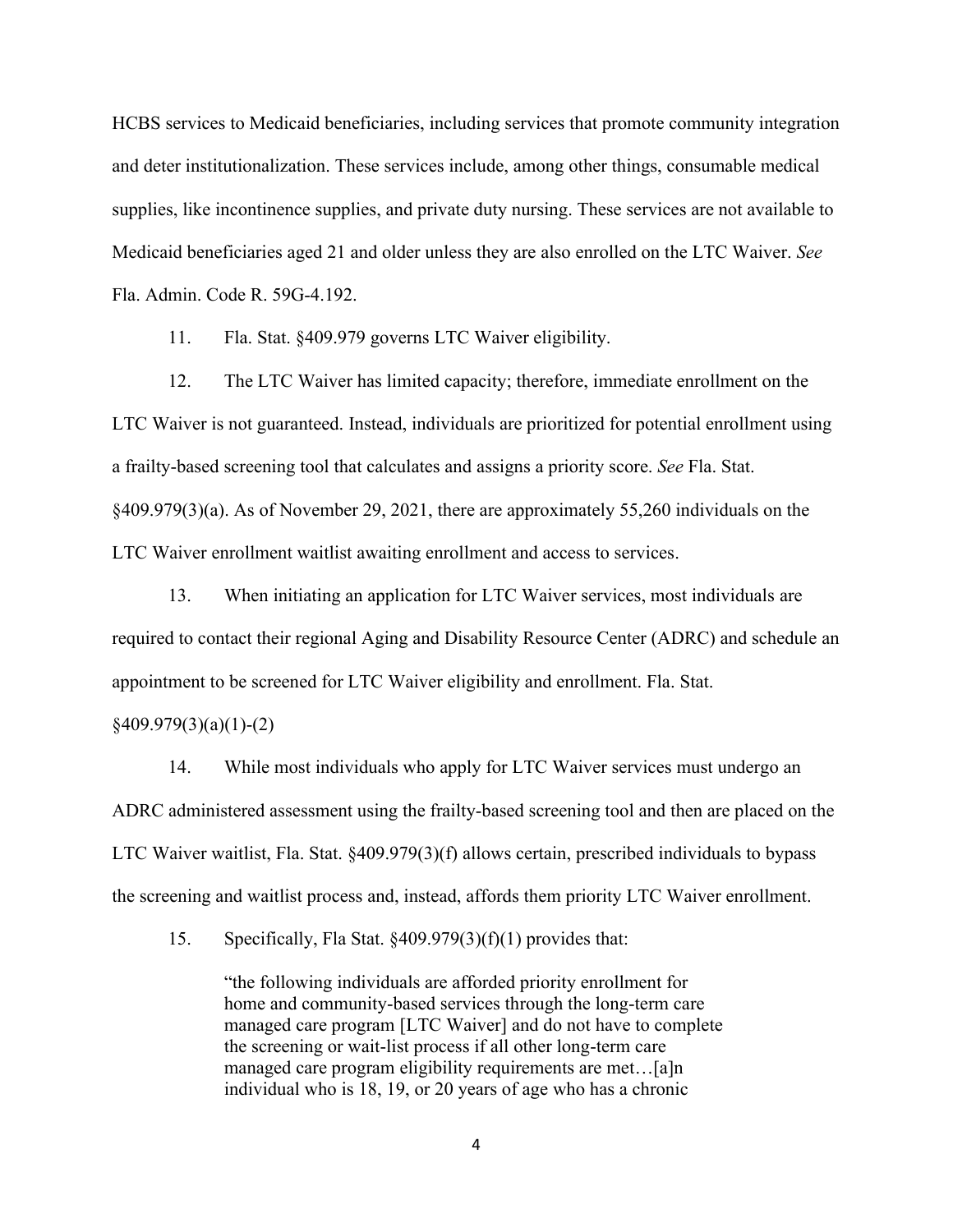HCBS services to Medicaid beneficiaries, including services that promote community integration and deter institutionalization. These services include, among other things, consumable medical supplies, like incontinence supplies, and private duty nursing. These services are not available to Medicaid beneficiaries aged 21 and older unless they are also enrolled on the LTC Waiver. *See* Fla. Admin. Code R. 59G-4.192.

11. Fla. Stat. §409.979 governs LTC Waiver eligibility.

12. The LTC Waiver has limited capacity; therefore, immediate enrollment on the LTC Waiver is not guaranteed. Instead, individuals are prioritized for potential enrollment using a frailty-based screening tool that calculates and assigns a priority score. *See* Fla. Stat. §409.979(3)(a). As of November 29, 2021, there are approximately 55,260 individuals on the LTC Waiver enrollment waitlist awaiting enrollment and access to services.

13. When initiating an application for LTC Waiver services, most individuals are required to contact their regional Aging and Disability Resource Center (ADRC) and schedule an appointment to be screened for LTC Waiver eligibility and enrollment. Fla. Stat. §409.979(3)(a)(1)-(2)

14. While most individuals who apply for LTC Waiver services must undergo an ADRC administered assessment using the frailty-based screening tool and then are placed on the LTC Waiver waitlist, Fla. Stat. §409.979(3)(f) allows certain, prescribed individuals to bypass the screening and waitlist process and, instead, affords them priority LTC Waiver enrollment.

15. Specifically, Fla Stat. §409.979(3)(f)(1) provides that:

> "the following individuals are afforded priority enrollment for home and community-based services through the long-term care managed care program [LTC Waiver] and do not have to complete the screening or wait-list process if all other long-term care managed care program eligibility requirements are met…[a]n individual who is 18, 19, or 20 years of age who has a chronic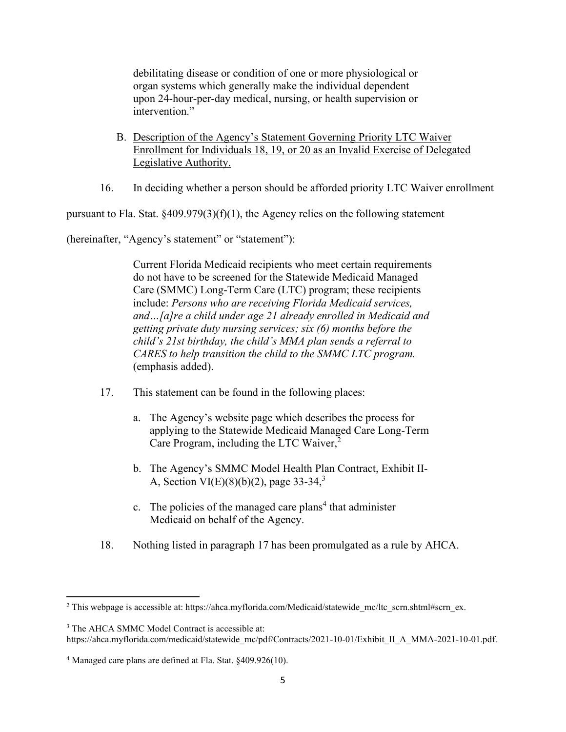debilitating disease or condition of one or more physiological or organ systems which generally make the individual dependent upon 24-hour-per-day medical, nursing, or health supervision or intervention."

B. Description of the Agency's Statement Governing Priority LTC Waiver Enrollment for Individuals 18, 19, or 20 as an Invalid Exercise of Delegated Legislative Authority.

16. In deciding whether a person should be afforded priority LTC Waiver enrollment pursuant to Fla. Stat. §409.979(3)(f)(1), the Agency relies on the following statement (hereinafter, "Agency's statement" or "statement"):

> Current Florida Medicaid recipients who meet certain requirements do not have to be screened for the Statewide Medicaid Managed Care (SMMC) Long-Term Care (LTC) program; these recipients include: *Persons who are receiving Florida Medicaid services, and…[a]re a child under age 21 already enrolled in Medicaid and getting private duty nursing services; six (6) months before the child's 21st birthday, the child's MMA plan sends a referral to CARES to help transition the child to the SMMC LTC program.* (emphasis added).

17. This statement can be found in the following places:

   a. The Agency's website page which describes the process for applying to the Statewide Medicaid Managed Care Long-Term Care Program, including the LTC Waiver,[2]

   b. The Agency's SMMC Model Health Plan Contract, Exhibit II-A, Section VI(E)(8)(b)(2), page 33-34,[3]

   c. The policies of the managed care plans[4] that administer Medicaid on behalf of the Agency.

18. Nothing listed in paragraph 17 has been promulgated as a rule by AHCA.

---

[2] This webpage is accessible at: https://ahca.myflorida.com/Medicaid/statewide_mc/ltc_scrn.shtml#scrn_ex.

[3] The AHCA SMMC Model Contract is accessible at: https://ahca.myflorida.com/medicaid/statewide_mc/pdf/Contracts/2021-10-01/Exhibit_II_A_MMA-2021-10-01.pdf.

[4] Managed care plans are defined at Fla. Stat. §409.926(10).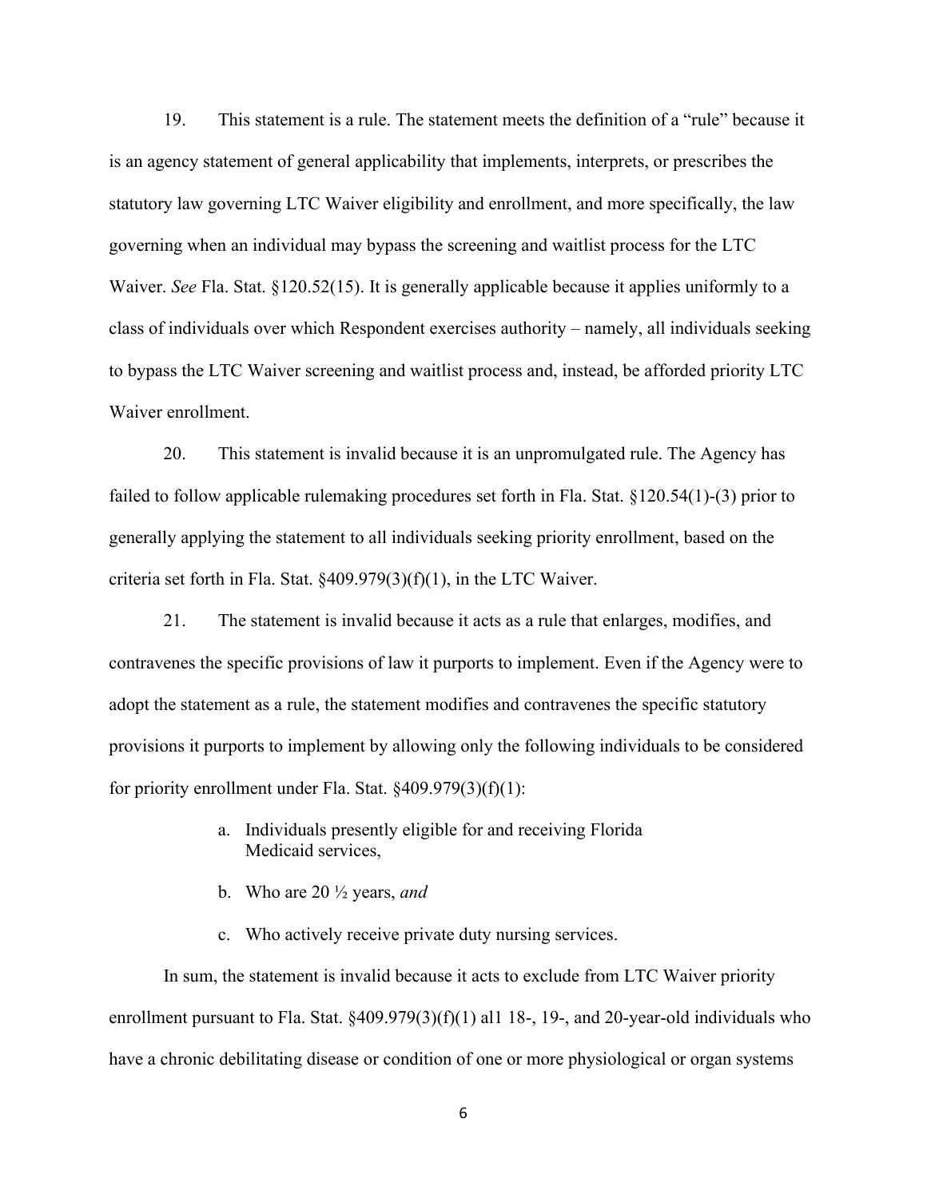19. This statement is a rule. The statement meets the definition of a "rule" because it is an agency statement of general applicability that implements, interprets, or prescribes the statutory law governing LTC Waiver eligibility and enrollment, and more specifically, the law governing when an individual may bypass the screening and waitlist process for the LTC Waiver. *See* Fla. Stat. §120.52(15). It is generally applicable because it applies uniformly to a class of individuals over which Respondent exercises authority – namely, all individuals seeking to bypass the LTC Waiver screening and waitlist process and, instead, be afforded priority LTC Waiver enrollment.

20. This statement is invalid because it is an unpromulgated rule. The Agency has failed to follow applicable rulemaking procedures set forth in Fla. Stat. §120.54(1)-(3) prior to generally applying the statement to all individuals seeking priority enrollment, based on the criteria set forth in Fla. Stat. §409.979(3)(f)(1), in the LTC Waiver.

21. The statement is invalid because it acts as a rule that enlarges, modifies, and contravenes the specific provisions of law it purports to implement. Even if the Agency were to adopt the statement as a rule, the statement modifies and contravenes the specific statutory provisions it purports to implement by allowing only the following individuals to be considered for priority enrollment under Fla. Stat. §409.979(3)(f)(1):

a. Individuals presently eligible for and receiving Florida Medicaid services,

b. Who are 20 ½ years, *and*

c. Who actively receive private duty nursing services.

In sum, the statement is invalid because it acts to exclude from LTC Waiver priority enrollment pursuant to Fla. Stat. §409.979(3)(f)(1) al1 18-, 19-, and 20-year-old individuals who have a chronic debilitating disease or condition of one or more physiological or organ systems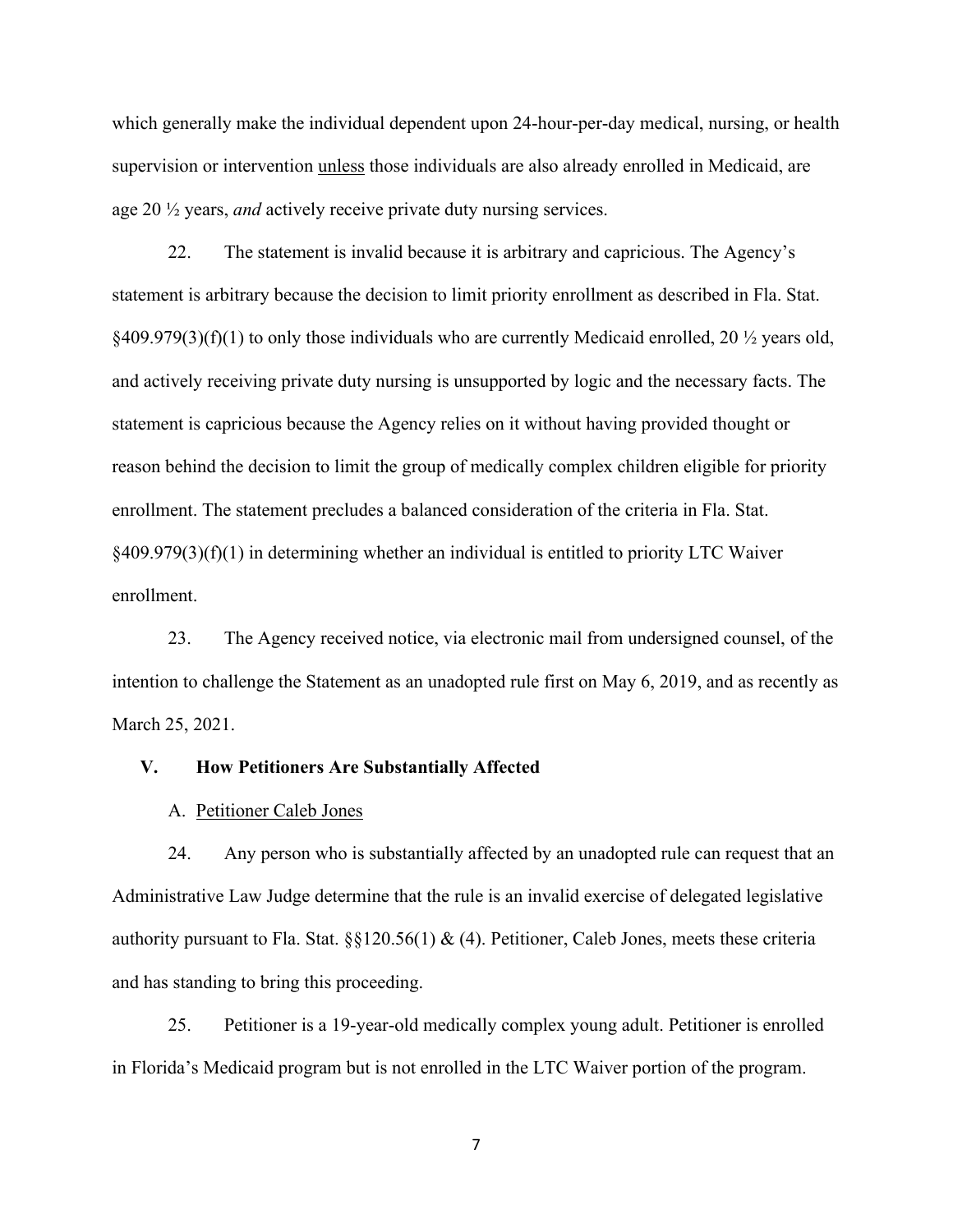which generally make the individual dependent upon 24-hour-per-day medical, nursing, or health supervision or intervention unless those individuals are also already enrolled in Medicaid, are age 20 ½ years, *and* actively receive private duty nursing services.

22. The statement is invalid because it is arbitrary and capricious. The Agency's statement is arbitrary because the decision to limit priority enrollment as described in Fla. Stat. §409.979(3)(f)(1) to only those individuals who are currently Medicaid enrolled, 20 ½ years old, and actively receiving private duty nursing is unsupported by logic and the necessary facts. The statement is capricious because the Agency relies on it without having provided thought or reason behind the decision to limit the group of medically complex children eligible for priority enrollment. The statement precludes a balanced consideration of the criteria in Fla. Stat. §409.979(3)(f)(1) in determining whether an individual is entitled to priority LTC Waiver enrollment.

23. The Agency received notice, via electronic mail from undersigned counsel, of the intention to challenge the Statement as an unadopted rule first on May 6, 2019, and as recently as March 25, 2021.

## V. How Petitioners Are Substantially Affected

### A. Petitioner Caleb Jones

24. Any person who is substantially affected by an unadopted rule can request that an Administrative Law Judge determine that the rule is an invalid exercise of delegated legislative authority pursuant to Fla. Stat. §§120.56(1) & (4). Petitioner, Caleb Jones, meets these criteria and has standing to bring this proceeding.

25. Petitioner is a 19-year-old medically complex young adult. Petitioner is enrolled in Florida's Medicaid program but is not enrolled in the LTC Waiver portion of the program.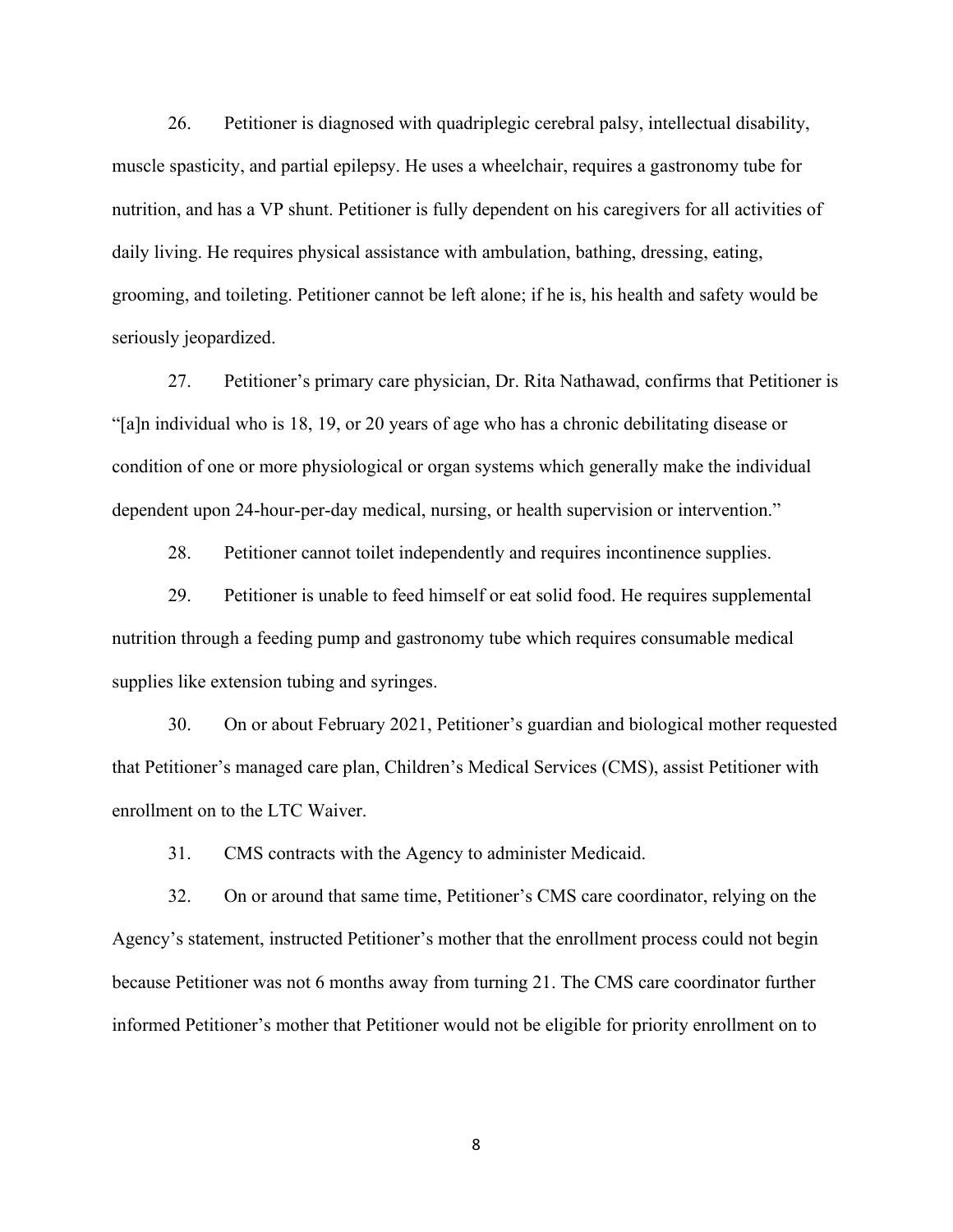26. Petitioner is diagnosed with quadriplegic cerebral palsy, intellectual disability, muscle spasticity, and partial epilepsy. He uses a wheelchair, requires a gastronomy tube for nutrition, and has a VP shunt. Petitioner is fully dependent on his caregivers for all activities of daily living. He requires physical assistance with ambulation, bathing, dressing, eating, grooming, and toileting. Petitioner cannot be left alone; if he is, his health and safety would be seriously jeopardized.

27. Petitioner's primary care physician, Dr. Rita Nathawad, confirms that Petitioner is "[a]n individual who is 18, 19, or 20 years of age who has a chronic debilitating disease or condition of one or more physiological or organ systems which generally make the individual dependent upon 24-hour-per-day medical, nursing, or health supervision or intervention."

28. Petitioner cannot toilet independently and requires incontinence supplies.

29. Petitioner is unable to feed himself or eat solid food. He requires supplemental nutrition through a feeding pump and gastronomy tube which requires consumable medical supplies like extension tubing and syringes.

30. On or about February 2021, Petitioner's guardian and biological mother requested that Petitioner's managed care plan, Children's Medical Services (CMS), assist Petitioner with enrollment on to the LTC Waiver.

31. CMS contracts with the Agency to administer Medicaid.

32. On or around that same time, Petitioner's CMS care coordinator, relying on the Agency's statement, instructed Petitioner's mother that the enrollment process could not begin because Petitioner was not 6 months away from turning 21. The CMS care coordinator further informed Petitioner's mother that Petitioner would not be eligible for priority enrollment on to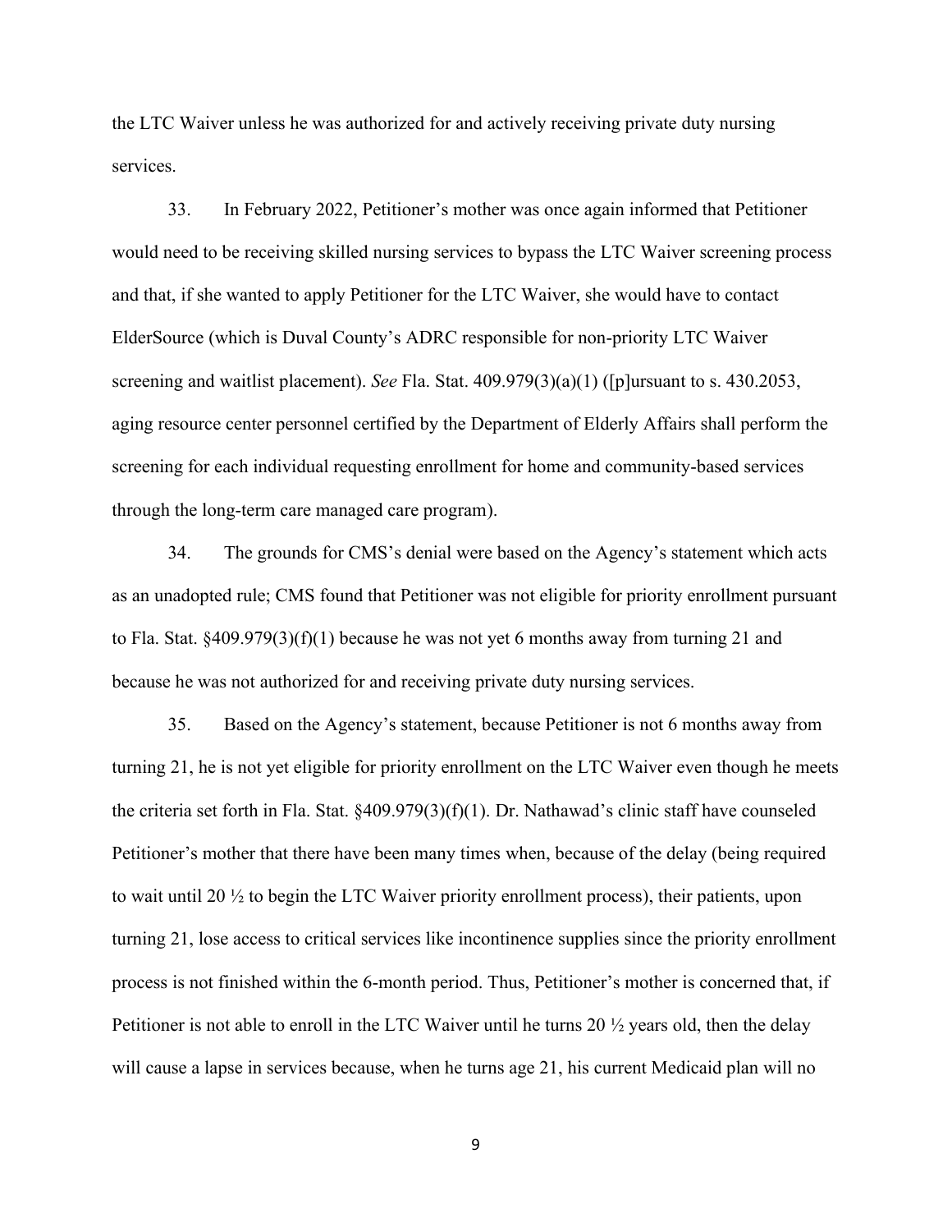the LTC Waiver unless he was authorized for and actively receiving private duty nursing services.

33. In February 2022, Petitioner's mother was once again informed that Petitioner would need to be receiving skilled nursing services to bypass the LTC Waiver screening process and that, if she wanted to apply Petitioner for the LTC Waiver, she would have to contact ElderSource (which is Duval County's ADRC responsible for non-priority LTC Waiver screening and waitlist placement). *See* Fla. Stat. 409.979(3)(a)(1) ([p]ursuant to s. 430.2053, aging resource center personnel certified by the Department of Elderly Affairs shall perform the screening for each individual requesting enrollment for home and community-based services through the long-term care managed care program).

34. The grounds for CMS's denial were based on the Agency's statement which acts as an unadopted rule; CMS found that Petitioner was not eligible for priority enrollment pursuant to Fla. Stat. §409.979(3)(f)(1) because he was not yet 6 months away from turning 21 and because he was not authorized for and receiving private duty nursing services.

35. Based on the Agency's statement, because Petitioner is not 6 months away from turning 21, he is not yet eligible for priority enrollment on the LTC Waiver even though he meets the criteria set forth in Fla. Stat. §409.979(3)(f)(1). Dr. Nathawad's clinic staff have counseled Petitioner's mother that there have been many times when, because of the delay (being required to wait until 20 ½ to begin the LTC Waiver priority enrollment process), their patients, upon turning 21, lose access to critical services like incontinence supplies since the priority enrollment process is not finished within the 6-month period. Thus, Petitioner's mother is concerned that, if Petitioner is not able to enroll in the LTC Waiver until he turns 20 ½ years old, then the delay will cause a lapse in services because, when he turns age 21, his current Medicaid plan will no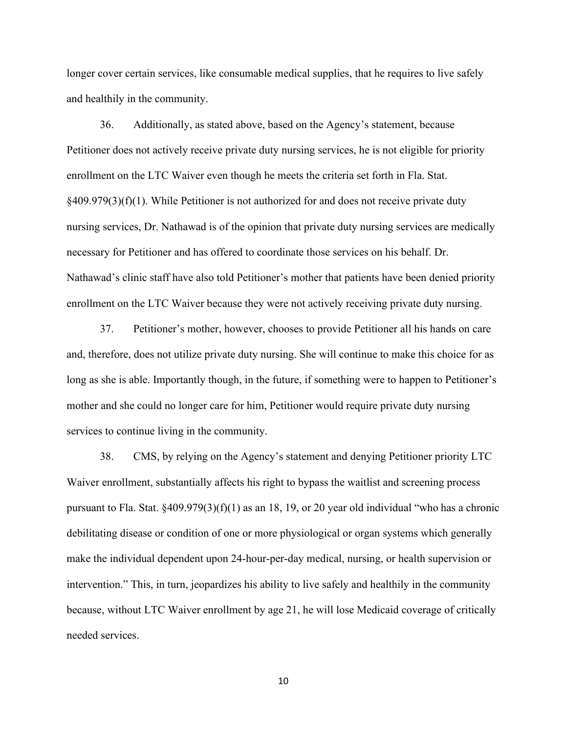longer cover certain services, like consumable medical supplies, that he requires to live safely and healthily in the community.

36. Additionally, as stated above, based on the Agency's statement, because Petitioner does not actively receive private duty nursing services, he is not eligible for priority enrollment on the LTC Waiver even though he meets the criteria set forth in Fla. Stat. §409.979(3)(f)(1). While Petitioner is not authorized for and does not receive private duty nursing services, Dr. Nathawad is of the opinion that private duty nursing services are medically necessary for Petitioner and has offered to coordinate those services on his behalf. Dr. Nathawad's clinic staff have also told Petitioner's mother that patients have been denied priority enrollment on the LTC Waiver because they were not actively receiving private duty nursing.

37. Petitioner's mother, however, chooses to provide Petitioner all his hands on care and, therefore, does not utilize private duty nursing. She will continue to make this choice for as long as she is able. Importantly though, in the future, if something were to happen to Petitioner's mother and she could no longer care for him, Petitioner would require private duty nursing services to continue living in the community.

38. CMS, by relying on the Agency's statement and denying Petitioner priority LTC Waiver enrollment, substantially affects his right to bypass the waitlist and screening process pursuant to Fla. Stat. §409.979(3)(f)(1) as an 18, 19, or 20 year old individual "who has a chronic debilitating disease or condition of one or more physiological or organ systems which generally make the individual dependent upon 24-hour-per-day medical, nursing, or health supervision or intervention." This, in turn, jeopardizes his ability to live safely and healthily in the community because, without LTC Waiver enrollment by age 21, he will lose Medicaid coverage of critically needed services.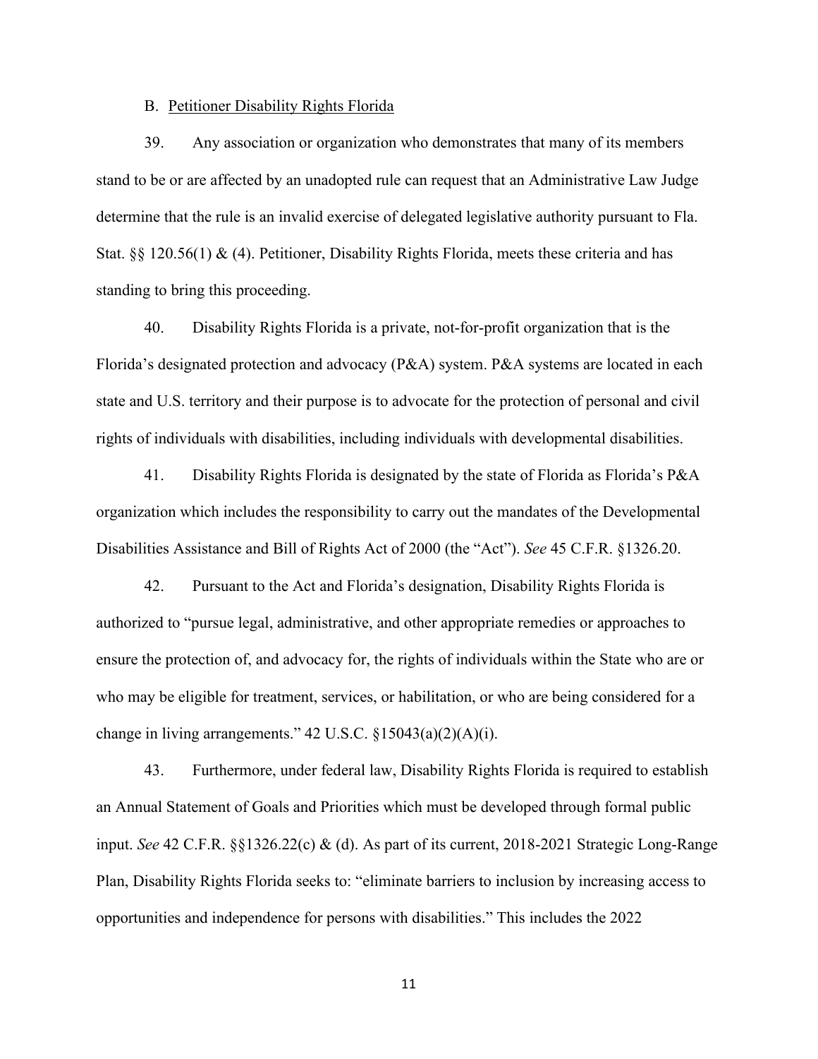B. Petitioner Disability Rights Florida

39. Any association or organization who demonstrates that many of its members stand to be or are affected by an unadopted rule can request that an Administrative Law Judge determine that the rule is an invalid exercise of delegated legislative authority pursuant to Fla. Stat. §§ 120.56(1) & (4). Petitioner, Disability Rights Florida, meets these criteria and has standing to bring this proceeding.

40. Disability Rights Florida is a private, not-for-profit organization that is the Florida's designated protection and advocacy (P&A) system. P&A systems are located in each state and U.S. territory and their purpose is to advocate for the protection of personal and civil rights of individuals with disabilities, including individuals with developmental disabilities.

41. Disability Rights Florida is designated by the state of Florida as Florida's P&A organization which includes the responsibility to carry out the mandates of the Developmental Disabilities Assistance and Bill of Rights Act of 2000 (the "Act"). *See* 45 C.F.R. §1326.20.

42. Pursuant to the Act and Florida's designation, Disability Rights Florida is authorized to "pursue legal, administrative, and other appropriate remedies or approaches to ensure the protection of, and advocacy for, the rights of individuals within the State who are or who may be eligible for treatment, services, or habilitation, or who are being considered for a change in living arrangements." 42 U.S.C. §15043(a)(2)(A)(i).

43. Furthermore, under federal law, Disability Rights Florida is required to establish an Annual Statement of Goals and Priorities which must be developed through formal public input. *See* 42 C.F.R. §§1326.22(c) & (d). As part of its current, 2018-2021 Strategic Long-Range Plan, Disability Rights Florida seeks to: "eliminate barriers to inclusion by increasing access to opportunities and independence for persons with disabilities." This includes the 2022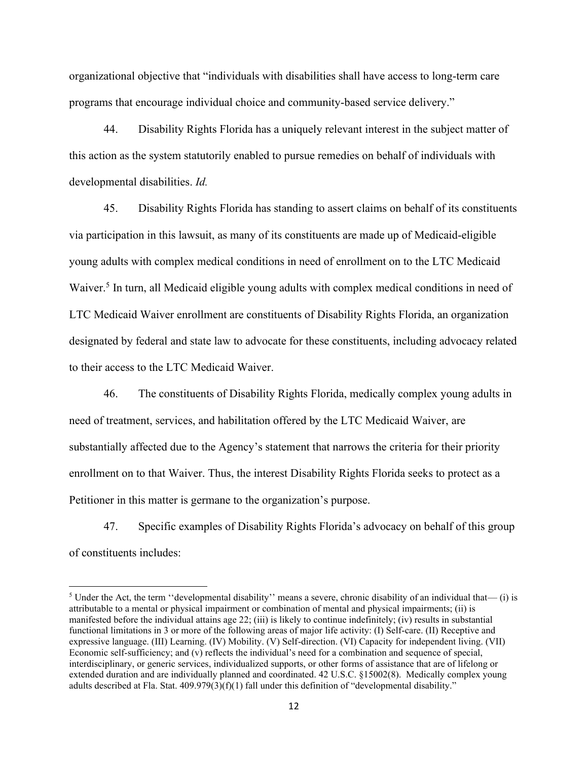organizational objective that "individuals with disabilities shall have access to long-term care programs that encourage individual choice and community-based service delivery."

44. Disability Rights Florida has a uniquely relevant interest in the subject matter of this action as the system statutorily enabled to pursue remedies on behalf of individuals with developmental disabilities. *Id.*

45. Disability Rights Florida has standing to assert claims on behalf of its constituents via participation in this lawsuit, as many of its constituents are made up of Medicaid-eligible young adults with complex medical conditions in need of enrollment on to the LTC Medicaid Waiver.[5] In turn, all Medicaid eligible young adults with complex medical conditions in need of LTC Medicaid Waiver enrollment are constituents of Disability Rights Florida, an organization designated by federal and state law to advocate for these constituents, including advocacy related to their access to the LTC Medicaid Waiver.

46. The constituents of Disability Rights Florida, medically complex young adults in need of treatment, services, and habilitation offered by the LTC Medicaid Waiver, are substantially affected due to the Agency's statement that narrows the criteria for their priority enrollment on to that Waiver. Thus, the interest Disability Rights Florida seeks to protect as a Petitioner in this matter is germane to the organization's purpose.

47. Specific examples of Disability Rights Florida's advocacy on behalf of this group of constituents includes:

[5] Under the Act, the term ''developmental disability'' means a severe, chronic disability of an individual that— (i) is attributable to a mental or physical impairment or combination of mental and physical impairments; (ii) is manifested before the individual attains age 22; (iii) is likely to continue indefinitely; (iv) results in substantial functional limitations in 3 or more of the following areas of major life activity: (I) Self-care. (II) Receptive and expressive language. (III) Learning. (IV) Mobility. (V) Self-direction. (VI) Capacity for independent living. (VII) Economic self-sufficiency; and (v) reflects the individual's need for a combination and sequence of special, interdisciplinary, or generic services, individualized supports, or other forms of assistance that are of lifelong or extended duration and are individually planned and coordinated. 42 U.S.C. §15002(8). Medically complex young adults described at Fla. Stat. 409.979(3)(f)(1) fall under this definition of "developmental disability."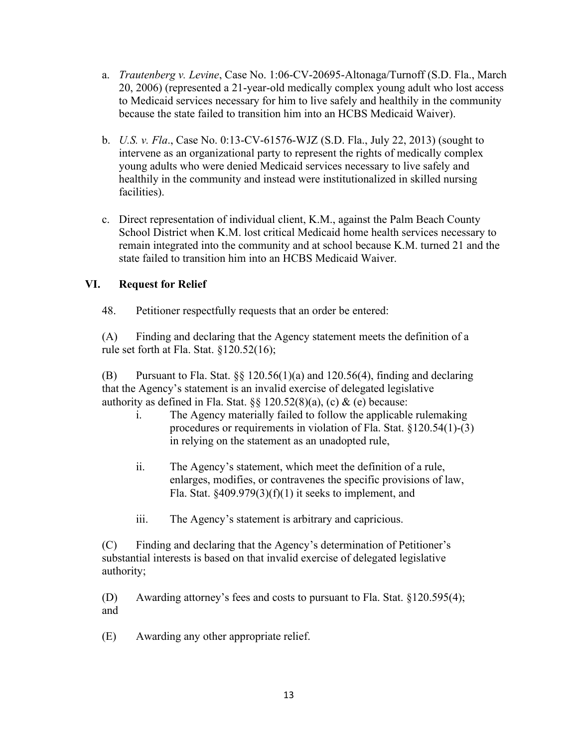a. *Trautenberg v. Levine*, Case No. 1:06-CV-20695-Altonaga/Turnoff (S.D. Fla., March 20, 2006) (represented a 21-year-old medically complex young adult who lost access to Medicaid services necessary for him to live safely and healthily in the community because the state failed to transition him into an HCBS Medicaid Waiver).

b. *U.S. v. Fla*., Case No. 0:13-CV-61576-WJZ (S.D. Fla., July 22, 2013) (sought to intervene as an organizational party to represent the rights of medically complex young adults who were denied Medicaid services necessary to live safely and healthily in the community and instead were institutionalized in skilled nursing facilities).

c. Direct representation of individual client, K.M., against the Palm Beach County School District when K.M. lost critical Medicaid home health services necessary to remain integrated into the community and at school because K.M. turned 21 and the state failed to transition him into an HCBS Medicaid Waiver.

## VI. Request for Relief

48. Petitioner respectfully requests that an order be entered:

(A) Finding and declaring that the Agency statement meets the definition of a rule set forth at Fla. Stat. §120.52(16);

(B) Pursuant to Fla. Stat. §§ 120.56(1)(a) and 120.56(4), finding and declaring that the Agency's statement is an invalid exercise of delegated legislative authority as defined in Fla. Stat. §§ 120.52(8)(a), (c) & (e) because:

i. The Agency materially failed to follow the applicable rulemaking procedures or requirements in violation of Fla. Stat. §120.54(1)-(3) in relying on the statement as an unadopted rule,

ii. The Agency's statement, which meet the definition of a rule, enlarges, modifies, or contravenes the specific provisions of law, Fla. Stat. §409.979(3)(f)(1) it seeks to implement, and

iii. The Agency's statement is arbitrary and capricious.

(C) Finding and declaring that the Agency's determination of Petitioner's substantial interests is based on that invalid exercise of delegated legislative authority;

(D) Awarding attorney's fees and costs to pursuant to Fla. Stat. §120.595(4); and

(E) Awarding any other appropriate relief.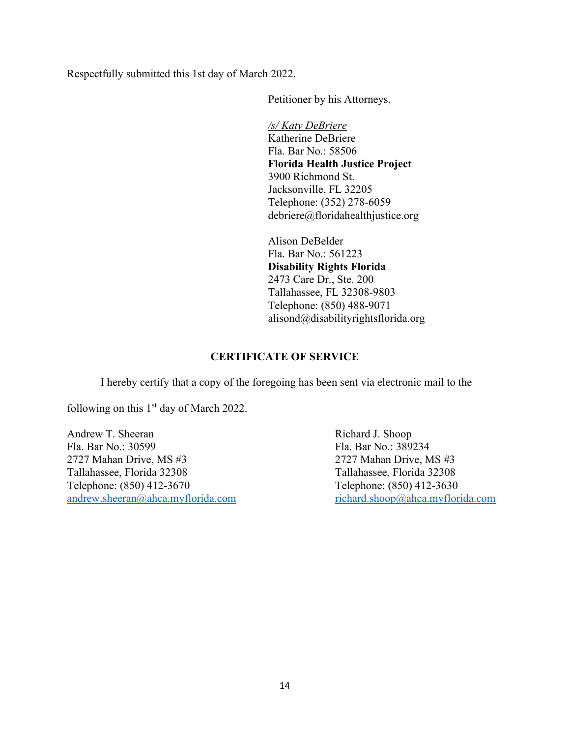Respectfully submitted this 1st day of March 2022.

Petitioner by his Attorneys,

*/s/ Katy DeBriere*
Katherine DeBriere
Fla. Bar No.: 58506
**Florida Health Justice Project**
3900 Richmond St.
Jacksonville, FL 32205
Telephone: (352) 278-6059
debriere@floridahealthjustice.org

Alison DeBelder
Fla. Bar No.: 561223
**Disability Rights Florida**
2473 Care Dr., Ste. 200
Tallahassee, FL 32308-9803
Telephone: (850) 488-9071
alisond@disabilityrightsflorida.org

**CERTIFICATE OF SERVICE**

I hereby certify that a copy of the foregoing has been sent via electronic mail to the following on this 1st day of March 2022.

Andrew T. Sheeran
Fla. Bar No.: 30599
2727 Mahan Drive, MS #3
Tallahassee, Florida 32308
Telephone: (850) 412-3670
andrew.sheeran@ahca.myflorida.com

Richard J. Shoop
Fla. Bar No.: 389234
2727 Mahan Drive, MS #3
Tallahassee, Florida 32308
Telephone: (850) 412-3630
richard.shoop@ahca.myflorida.com